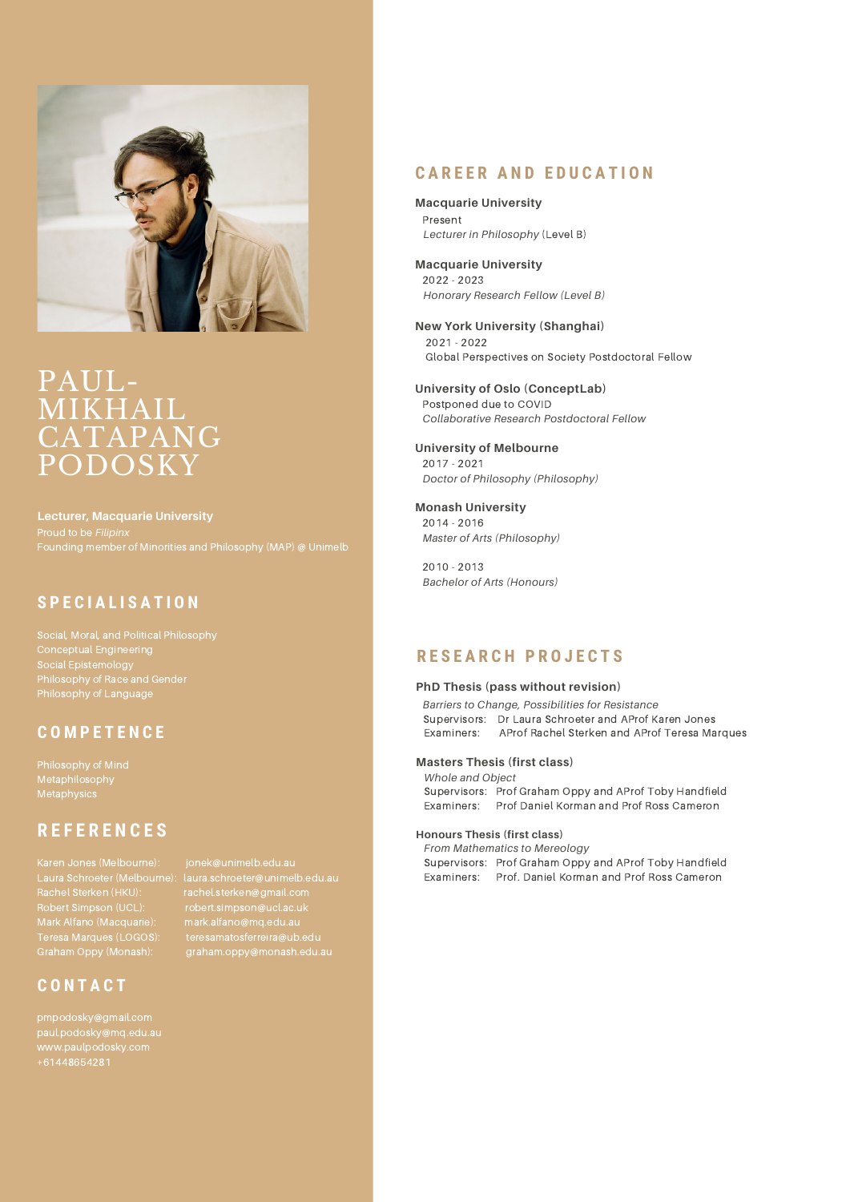# PAUL-MIKHAIL CATAPANG PODOSKY

**Lecturer, Macquarie University**

Proud to be *Filipinx*

Founding member of Minorities and Philosophy (MAP) @ Unimelb

## SPECIALISATION

Social, Moral, and Political Philosophy
Conceptual Engineering
Social Epistemology
Philosophy of Race and Gender
Philosophy of Language

## COMPETENCE

Philosophy of Mind
Metaphilosophy
Metaphysics

## REFERENCES

| | |
|---|---|
| Karen Jones (Melbourne): | jonek@unimelb.edu.au |
| Laura Schroeter (Melbourne): | laura.schroeter@unimelb.edu.au |
| Rachel Sterken (HKU): | rachel.sterken@gmail.com |
| Robert Simpson (UCL): | robert.simpson@ucl.ac.uk |
| Mark Alfano (Macquarie): | mark.alfano@mq.edu.au |
| Teresa Marques (LOGOS): | teresamatosferreira@ub.edu |
| Graham Oppy (Monash): | graham.oppy@monash.edu.au |

## CONTACT

pmpodosky@gmail.com
paul.podosky@mq.edu.au
www.paulpodosky.com
+61448654281

## CAREER AND EDUCATION

**Macquarie University**
Present
*Lecturer in Philosophy* (Level B)

**Macquarie University**
2022 - 2023
*Honorary Research Fellow (Level B)*

**New York University (Shanghai)**
2021 - 2022
Global Perspectives on Society Postdoctoral Fellow

**University of Oslo (ConceptLab)**
Postponed due to COVID
*Collaborative Research Postdoctoral Fellow*

**University of Melbourne**
2017 - 2021
*Doctor of Philosophy (Philosophy)*

**Monash University**
2014 - 2016
*Master of Arts (Philosophy)*

2010 - 2013
*Bachelor of Arts (Honours)*

## RESEARCH PROJECTS

**PhD Thesis (pass without revision)**
*Barriers to Change, Possibilities for Resistance*
Supervisors: Dr Laura Schroeter and AProf Karen Jones
Examiners: AProf Rachel Sterken and AProf Teresa Marques

**Masters Thesis (first class)**
*Whole and Object*
Supervisors: Prof Graham Oppy and AProf Toby Handfield
Examiners: Prof Daniel Korman and Prof Ross Cameron

**Honours Thesis (first class)**
*From Mathematics to Mereology*
Supervisors: Prof Graham Oppy and AProf Toby Handfield
Examiners: Prof. Daniel Korman and Prof Ross Cameron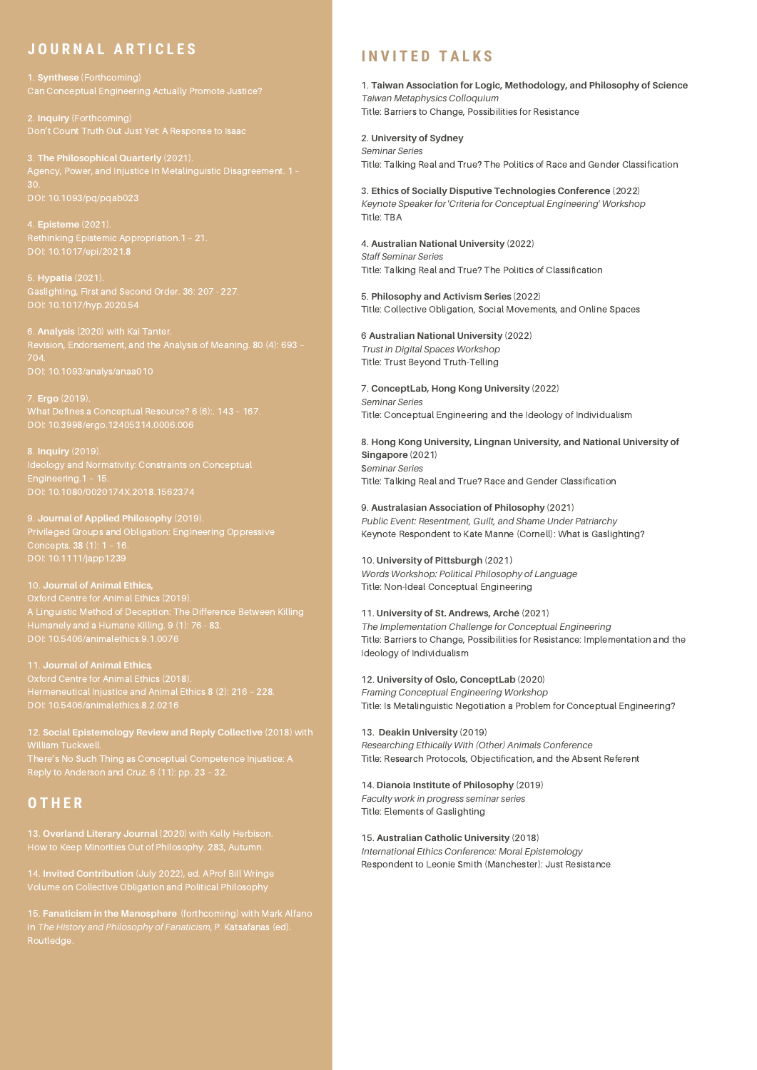## JOURNAL ARTICLES

1. **Synthese** (Forthcoming)
Can Conceptual Engineering Actually Promote Justice?

2. **Inquiry** (Forthcoming)
Don't Count Truth Out Just Yet: A Response to Isaac

3. **The Philosophical Quarterly** (2021).
Agency, Power, and Injustice in Metalinguistic Disagreement. 1 - 30.
DOI: 10.1093/pq/pqab023

4. **Episteme** (2021).
Rethinking Epistemic Appropriation.1 - 21.
DOI: 10.1017/epi/2021.8

5. **Hypatia** (2021).
Gaslighting, First and Second Order. 36: 207 - 227.
DOI: 10.1017/hyp.2020.54

6. **Analysis** (2020) with Kai Tanter.
Revision, Endorsement, and the Analysis of Meaning. 80 (4): 693 - 704.
DOI: 10.1093/analys/anaa010

7. **Ergo** (2019).
What Defines a Conceptual Resource? 6 (6):. 143 - 167.
DOI: 10.3998/ergo.12405314.0006.006

8. **Inquiry** (2019).
Ideology and Normativity: Constraints on Conceptual Engineering.1 - 15.
DOI: 10.1080/0020174X.2018.1562374

9. **Journal of Applied Philosophy** (2019).
Privileged Groups and Obligation: Engineering Oppressive Concepts. 38 (1): 1 - 16.
DOI: 10.1111/japp1239

10. **Journal of Animal Ethics,**
Oxford Centre for Animal Ethics (2019).
A Linguistic Method of Deception: The Difference Between Killing Humanely and a Humane Killing. 9 (1): 76 - 83.
DOI: 10.5406/animalethics.9.1.0076

11. **Journal of Animal Ethics,**
Oxford Centre for Animal Ethics (2018).
Hermeneutical Injustice and Animal Ethics 8 (2): 216 - 228.
DOI: 10.5406/animalethics.8.2.0216

12. **Social Epistemology Review and Reply Collective** (2018) with William Tuckwell.
There's No Such Thing as Conceptual Competence Injustice: A Reply to Anderson and Cruz. 6 (11): pp. 23 - 32.

## OTHER

13. **Overland Literary Journal** (2020) with Kelly Herbison.
How to Keep Minorities Out of Philosophy. 283, Autumn.

14. **Invited Contribution** (July 2022), ed. AProf Bill Wringe
Volume on Collective Obligation and Political Philosophy

15. **Fanaticism in the Manosphere** (forthcoming) with Mark Alfano in *The History and Philosophy of Fanaticism*, P. Katsafanas (ed). Routledge.

## INVITED TALKS

1. **Taiwan Association for Logic, Methodology, and Philosophy of Science**
*Taiwan Metaphysics Colloquium*
Title: Barriers to Change, Possibilities for Resistance

2. **University of Sydney**
*Seminar Series*
Title: Talking Real and True? The Politics of Race and Gender Classification

3. **Ethics of Socially Disputive Technologies Conference** (2022)
*Keynote Speaker for 'Criteria for Conceptual Engineering' Workshop*
Title: TBA

4. **Australian National University** (2022)
*Staff Seminar Series*
Title: Talking Real and True? The Politics of Classification

5. **Philosophy and Activism Series** (2022)
Title: Collective Obligation, Social Movements, and Online Spaces

6 **Australian National University** (2022)
*Trust in Digital Spaces Workshop*
Title: Trust Beyond Truth-Telling

7. **ConceptLab, Hong Kong University** (2022)
*Seminar Series*
Title: Conceptual Engineering and the Ideology of Individualism

8. **Hong Kong University, Lingnan University, and National University of Singapore** (2021)
*Seminar Series*
Title: Talking Real and True? Race and Gender Classification

9. **Australasian Association of Philosophy** (2021)
*Public Event: Resentment, Guilt, and Shame Under Patriarchy*
Keynote Respondent to Kate Manne (Cornell): What is Gaslighting?

10. **University of Pittsburgh** (2021)
*Words Workshop: Political Philosophy of Language*
Title: Non-Ideal Conceptual Engineering

11. **University of St. Andrews, Arché** (2021)
*The Implementation Challenge for Conceptual Engineering*
Title: Barriers to Change, Possibilities for Resistance: Implementation and the Ideology of Individualism

12. **University of Oslo, ConceptLab** (2020)
*Framing Conceptual Engineering Workshop*
Title: Is Metalinguistic Negotiation a Problem for Conceptual Engineering?

13. **Deakin University** (2019)
*Researching Ethically With (Other) Animals Conference*
Title: Research Protocols, Objectification, and the Absent Referent

14. **Dianoia Institute of Philosophy** (2019)
*Faculty work in progress seminar series*
Title: Elements of Gaslighting

15. **Australian Catholic University** (2018)
*International Ethics Conference: Moral Epistemology*
Respondent to Leonie Smith (Manchester): Just Resistance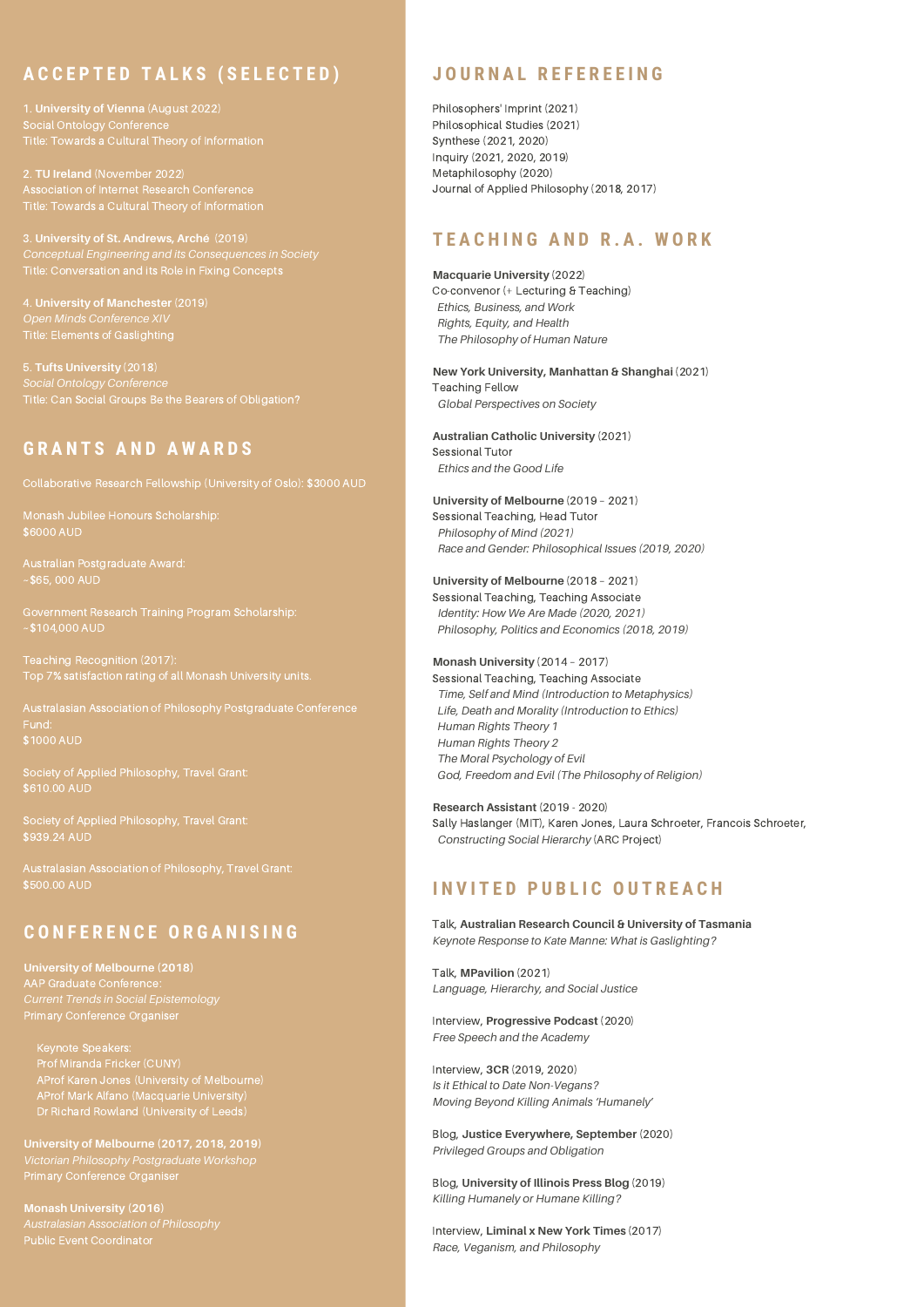## ACCEPTED TALKS (SELECTED)

1. **University of Vienna** (August 2022)
Social Ontology Conference
Title: Towards a Cultural Theory of Information

2. **TU Ireland** (November 2022)
Association of Internet Research Conference
Title: Towards a Cultural Theory of Information

3. **University of St. Andrews, Arché** (2019)
*Conceptual Engineering and its Consequences in Society*
Title: Conversation and its Role in Fixing Concepts

4. **University of Manchester** (2019)
*Open Minds Conference XIV*
Title: Elements of Gaslighting

5. **Tufts University** (2018)
*Social Ontology Conference*
Title: Can Social Groups Be the Bearers of Obligation?

## GRANTS AND AWARDS

Collaborative Research Fellowship (University of Oslo): $3000 AUD

Monash Jubilee Honours Scholarship:
$6000 AUD

Australian Postgraduate Award:
~$65, 000 AUD

Government Research Training Program Scholarship:
~$104,000 AUD

Teaching Recognition (2017):
Top 7% satisfaction rating of all Monash University units.

Australasian Association of Philosophy Postgraduate Conference Fund:
$1000 AUD

Society of Applied Philosophy, Travel Grant:
$610.00 AUD

Society of Applied Philosophy, Travel Grant:
$939.24 AUD

Australasian Association of Philosophy, Travel Grant:
$500.00 AUD

## CONFERENCE ORGANISING

**University of Melbourne (2018)**
AAP Graduate Conference:
*Current Trends in Social Epistemology*
Primary Conference Organiser

Keynote Speakers:
Prof Miranda Fricker (CUNY)
AProf Karen Jones (University of Melbourne)
AProf Mark Alfano (Macquarie University)
Dr Richard Rowland (University of Leeds)

**University of Melbourne (2017, 2018, 2019)**
*Victorian Philosophy Postgraduate Workshop*
Primary Conference Organiser

**Monash University (2016)**
*Australasian Association of Philosophy*
Public Event Coordinator

## JOURNAL REFEREEING

Philosophers' Imprint (2021)
Philosophical Studies (2021)
Synthese (2021, 2020)
Inquiry (2021, 2020, 2019)
Metaphilosophy (2020)
Journal of Applied Philosophy (2018, 2017)

## TEACHING AND R.A. WORK

**Macquarie University** (2022)
Co-convenor (+ Lecturing & Teaching)
*Ethics, Business, and Work*
*Rights, Equity, and Health*
*The Philosophy of Human Nature*

**New York University, Manhattan & Shanghai** (2021)
Teaching Fellow
*Global Perspectives on Society*

**Australian Catholic University** (2021)
Sessional Tutor
*Ethics and the Good Life*

**University of Melbourne** (2019 – 2021)
Sessional Teaching, Head Tutor
*Philosophy of Mind (2021)*
*Race and Gender: Philosophical Issues (2019, 2020)*

**University of Melbourne** (2018 – 2021)
Sessional Teaching, Teaching Associate
*Identity: How We Are Made (2020, 2021)*
*Philosophy, Politics and Economics (2018, 2019)*

**Monash University** (2014 – 2017)
Sessional Teaching, Teaching Associate
*Time, Self and Mind (Introduction to Metaphysics)*
*Life, Death and Morality (Introduction to Ethics)*
*Human Rights Theory 1*
*Human Rights Theory 2*
*The Moral Psychology of Evil*
*God, Freedom and Evil (The Philosophy of Religion)*

**Research Assistant** (2019 - 2020)
Sally Haslanger (MIT), Karen Jones, Laura Schroeter, Francois Schroeter,
*Constructing Social Hierarchy* (ARC Project)

## INVITED PUBLIC OUTREACH

Talk, **Australian Research Council & University of Tasmania**
*Keynote Response to Kate Manne: What is Gaslighting?*

Talk, **MPavilion** (2021)
*Language, Hierarchy, and Social Justice*

Interview, **Progressive Podcast** (2020)
*Free Speech and the Academy*

Interview, **3CR** (2019, 2020)
*Is it Ethical to Date Non-Vegans?*
*Moving Beyond Killing Animals 'Humanely'*

Blog, **Justice Everywhere, September** (2020)
*Privileged Groups and Obligation*

Blog, **University of Illinois Press Blog** (2019)
*Killing Humanely or Humane Killing?*

Interview, **Liminal x New York Times** (2017)
*Race, Veganism, and Philosophy*